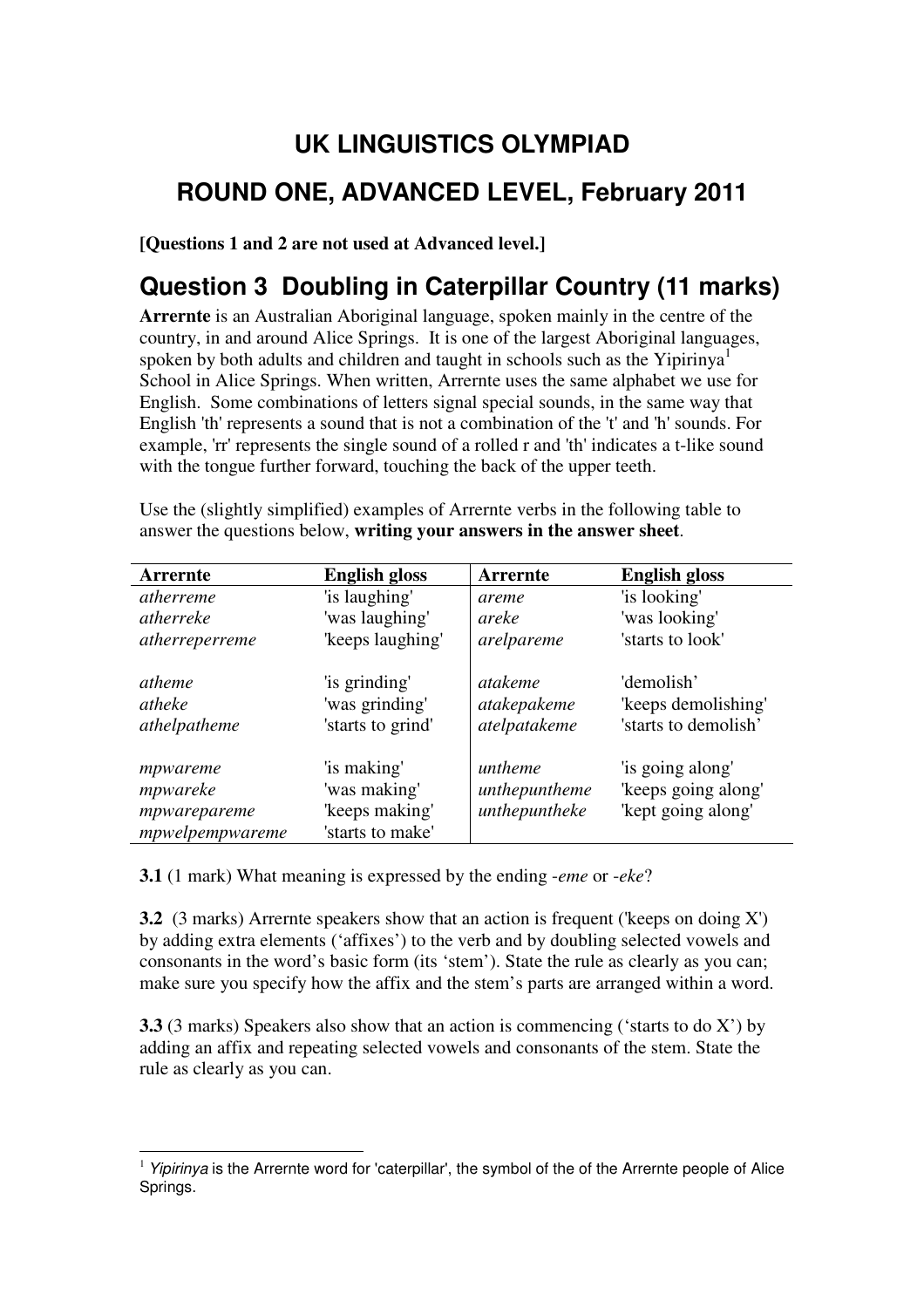# UK LINGUISTICS OLYMPIAD

## ROUND ONE, ADVANCED LEVEL, February 2011

**[Questions 1 and 2 are not used at Advanced level.]**

## Question 3 Doubling in Caterpillar Country (11 marks)

**Arrernte** is an Australian Aboriginal language, spoken mainly in the centre of the country, in and around Alice Springs. It is one of the largest Aboriginal languages, spoken by both adults and children and taught in schools such as the Yipirinya[1] School in Alice Springs. When written, Arrernte uses the same alphabet we use for English. Some combinations of letters signal special sounds, in the same way that English 'th' represents a sound that is not a combination of the 't' and 'h' sounds. For example, 'rr' represents the single sound of a rolled r and 'th' indicates a t-like sound with the tongue further forward, touching the back of the upper teeth.

Use the (slightly simplified) examples of Arrernte verbs in the following table to answer the questions below, **writing your answers in the answer sheet**.

| Arrernte | English gloss | Arrernte | English gloss |
|---|---|---|---|
| *atherreme* | 'is laughing' | *areme* | 'is looking' |
| *atherreke* | 'was laughing' | *areke* | 'was looking' |
| *atherreperreme* | 'keeps laughing' | *arelpareme* | 'starts to look' |
| *atheme* | 'is grinding' | *atakeme* | 'demolish' |
| *atheke* | 'was grinding' | *atakepakeme* | 'keeps demolishing' |
| *athelpatheme* | 'starts to grind' | *atelpatakeme* | 'starts to demolish' |
| *mpwareme* | 'is making' | *untheme* | 'is going along' |
| *mpwareke* | 'was making' | *unthepuntheme* | 'keeps going along' |
| *mpwarepareme* | 'keeps making' | *unthepuntheke* | 'kept going along' |
| *mpwelpempwareme* | 'starts to make' | | |

**3.1** (1 mark) What meaning is expressed by the ending *-eme* or *-eke*?

**3.2** (3 marks) Arrernte speakers show that an action is frequent ('keeps on doing X') by adding extra elements ('affixes') to the verb and by doubling selected vowels and consonants in the word's basic form (its 'stem'). State the rule as clearly as you can; make sure you specify how the affix and the stem's parts are arranged within a word.

**3.3** (3 marks) Speakers also show that an action is commencing ('starts to do X') by adding an affix and repeating selected vowels and consonants of the stem. State the rule as clearly as you can.

---

[1] *Yipirinya* is the Arrernte word for 'caterpillar', the symbol of the of the Arrernte people of Alice Springs.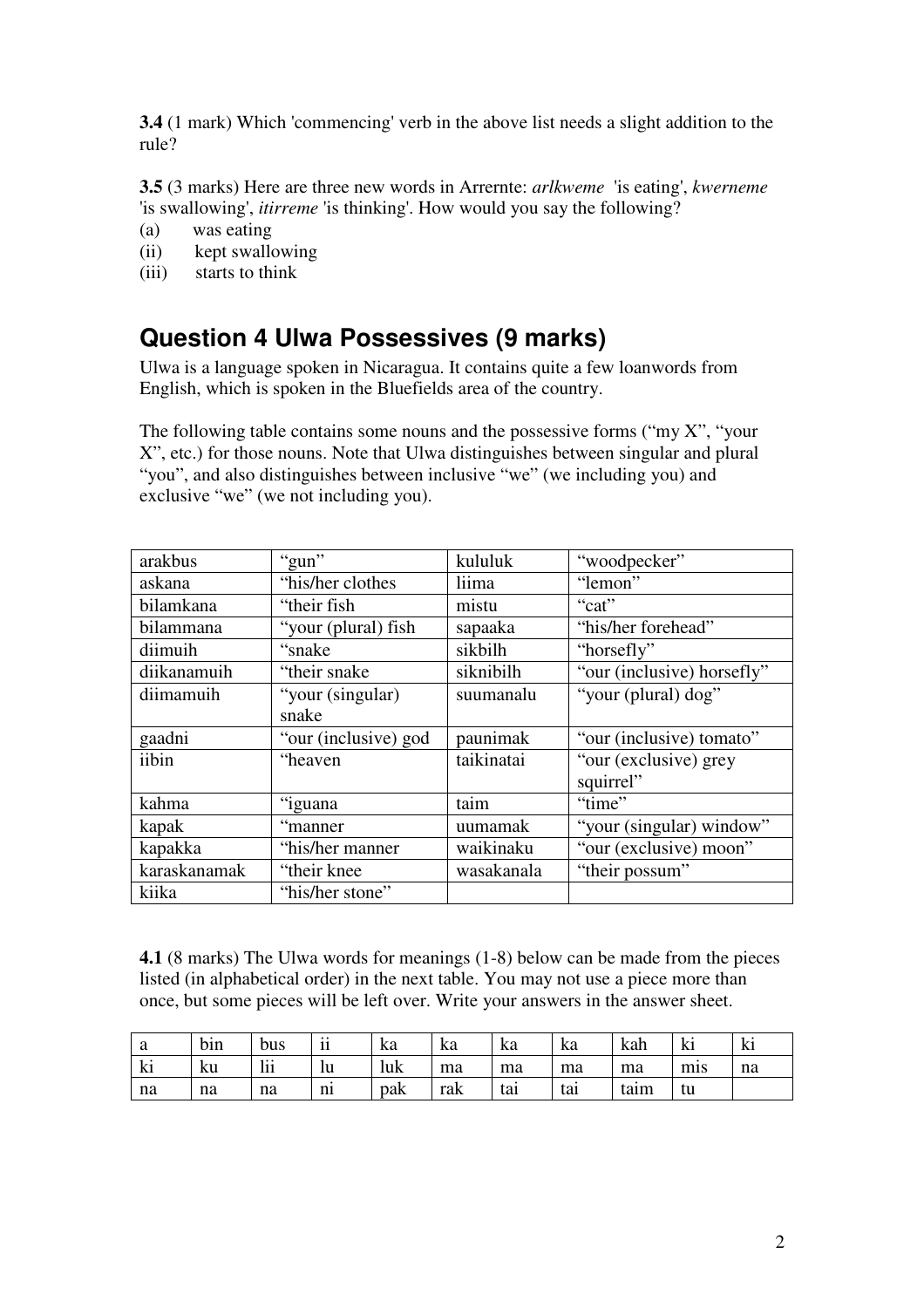**3.4** (1 mark) Which 'commencing' verb in the above list needs a slight addition to the rule?

**3.5** (3 marks) Here are three new words in Arrernte: *arlkweme* 'is eating', *kwerneme* 'is swallowing', *itirreme* 'is thinking'. How would you say the following?

(a) was eating

(ii) kept swallowing

(iii) starts to think

## Question 4 Ulwa Possessives (9 marks)

Ulwa is a language spoken in Nicaragua. It contains quite a few loanwords from English, which is spoken in the Bluefields area of the country.

The following table contains some nouns and the possessive forms ("my X", "your X", etc.) for those nouns. Note that Ulwa distinguishes between singular and plural "you", and also distinguishes between inclusive "we" (we including you) and exclusive "we" (we not including you).

| | | | |
|---|---|---|---|
| arakbus | "gun" | kululuk | "woodpecker" |
| askana | "his/her clothes | liima | "lemon" |
| bilamkana | "their fish | mistu | "cat" |
| bilammana | "your (plural) fish | sapaaka | "his/her forehead" |
| diimuih | "snake | sikbilh | "horsefly" |
| diikanamuih | "their snake | siknibilh | "our (inclusive) horsefly" |
| diimamuih | "your (singular) snake | suumanalu | "your (plural) dog" |
| gaadni | "our (inclusive) god | paunimak | "our (inclusive) tomato" |
| iibin | "heaven | taikinatai | "our (exclusive) grey squirrel" |
| kahma | "iguana | taim | "time" |
| kapak | "manner | uumamak | "your (singular) window" |
| kapakka | "his/her manner | waikinaku | "our (exclusive) moon" |
| karaskanamak | "their knee | wasakanala | "their possum" |
| kiika | "his/her stone" | | |

**4.1** (8 marks) The Ulwa words for meanings (1-8) below can be made from the pieces listed (in alphabetical order) in the next table. You may not use a piece more than once, but some pieces will be left over. Write your answers in the answer sheet.

| | | | | | | | | | | |
|---|---|---|---|---|---|---|---|---|---|---|
| a | bin | bus | ii | ka | ka | ka | ka | kah | ki | ki |
| ki | ku | lii | lu | luk | ma | ma | ma | ma | mis | na |
| na | na | na | ni | pak | rak | tai | tai | taim | tu | |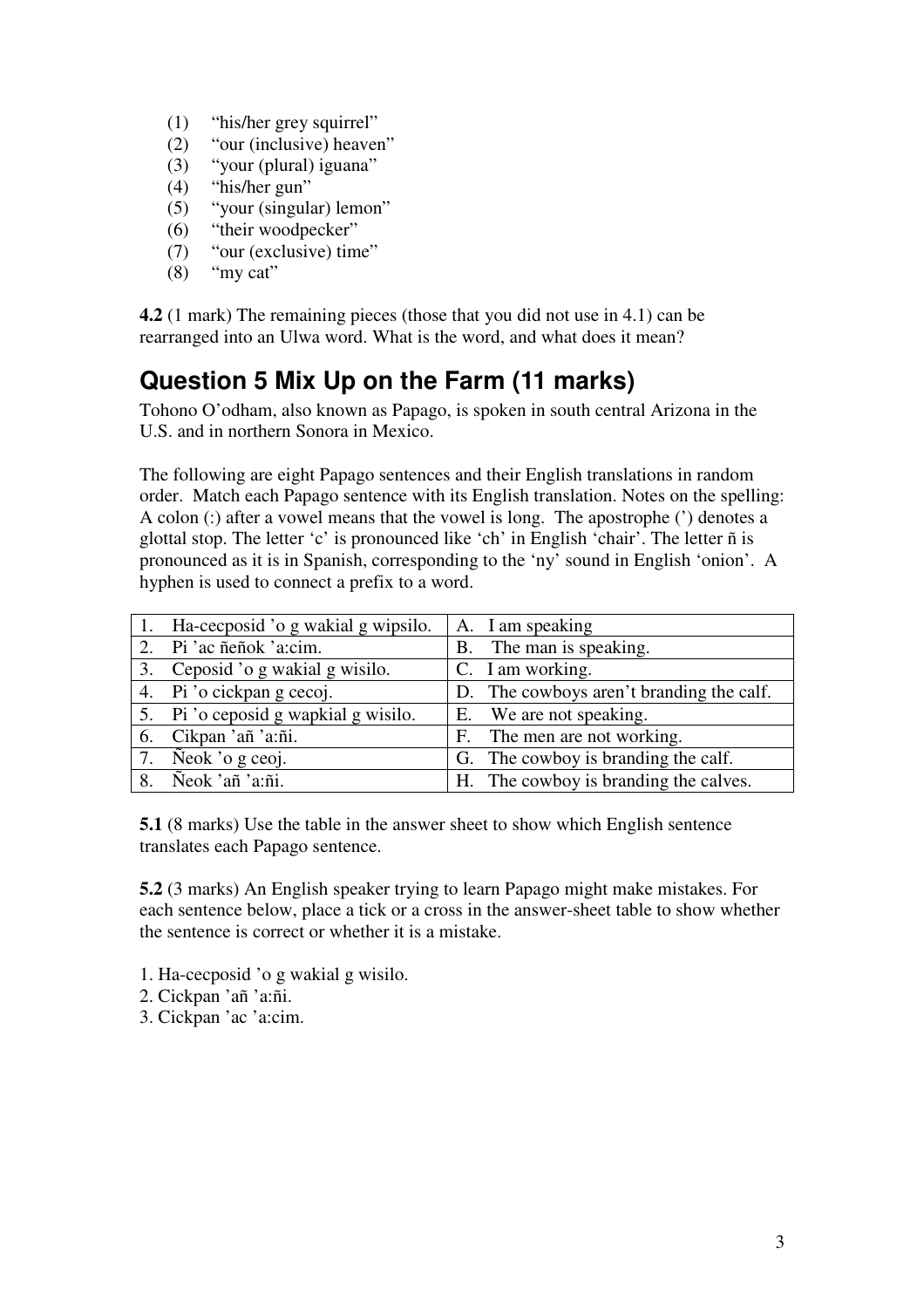(1) "his/her grey squirrel"
(2) "our (inclusive) heaven"
(3) "your (plural) iguana"
(4) "his/her gun"
(5) "your (singular) lemon"
(6) "their woodpecker"
(7) "our (exclusive) time"
(8) "my cat"

**4.2** (1 mark) The remaining pieces (those that you did not use in 4.1) can be rearranged into an Ulwa word. What is the word, and what does it mean?

## Question 5 Mix Up on the Farm (11 marks)

Tohono O'odham, also known as Papago, is spoken in south central Arizona in the U.S. and in northern Sonora in Mexico.

The following are eight Papago sentences and their English translations in random order. Match each Papago sentence with its English translation. Notes on the spelling: A colon (:) after a vowel means that the vowel is long. The apostrophe (') denotes a glottal stop. The letter 'c' is pronounced like 'ch' in English 'chair'. The letter ñ is pronounced as it is in Spanish, corresponding to the 'ny' sound in English 'onion'. A hyphen is used to connect a prefix to a word.

| Papago | English |
|---|---|
| 1. Ha-cecposid 'o g wakial g wipsilo. | A. I am speaking |
| 2. Pi 'ac ñeñok 'a:cim. | B. The man is speaking. |
| 3. Ceposid 'o g wakial g wisilo. | C. I am working. |
| 4. Pi 'o cickpan g cecoj. | D. The cowboys aren't branding the calf. |
| 5. Pi 'o ceposid g wapkial g wisilo. | E. We are not speaking. |
| 6. Cikpan 'añ 'a:ñi. | F. The men are not working. |
| 7. Ñeok 'o g ceoj. | G. The cowboy is branding the calf. |
| 8. Ñeok 'añ 'a:ñi. | H. The cowboy is branding the calves. |

**5.1** (8 marks) Use the table in the answer sheet to show which English sentence translates each Papago sentence.

**5.2** (3 marks) An English speaker trying to learn Papago might make mistakes. For each sentence below, place a tick or a cross in the answer-sheet table to show whether the sentence is correct or whether it is a mistake.

1. Ha-cecposid 'o g wakial g wisilo.
2. Cickpan 'añ 'a:ñi.
3. Cickpan 'ac 'a:cim.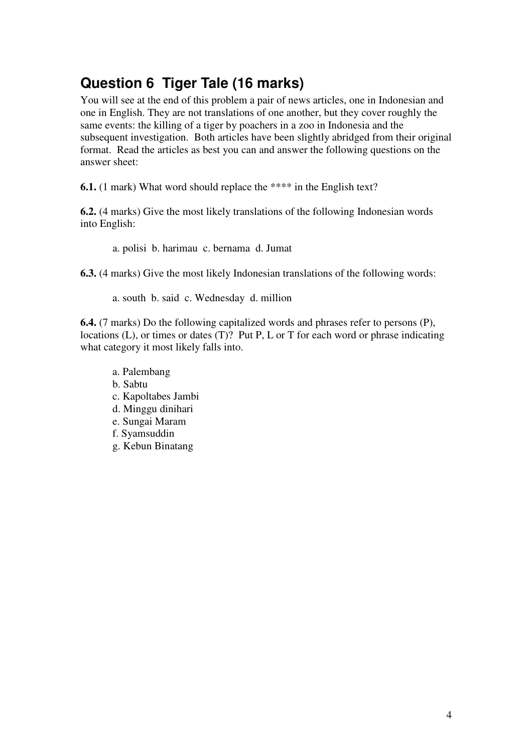## Question 6 Tiger Tale (16 marks)

You will see at the end of this problem a pair of news articles, one in Indonesian and one in English. They are not translations of one another, but they cover roughly the same events: the killing of a tiger by poachers in a zoo in Indonesia and the subsequent investigation. Both articles have been slightly abridged from their original format. Read the articles as best you can and answer the following questions on the answer sheet:

**6.1.** (1 mark) What word should replace the **** in the English text?

**6.2.** (4 marks) Give the most likely translations of the following Indonesian words into English:

a. polisi b. harimau c. bernama d. Jumat

**6.3.** (4 marks) Give the most likely Indonesian translations of the following words:

a. south b. said c. Wednesday d. million

**6.4.** (7 marks) Do the following capitalized words and phrases refer to persons (P), locations (L), or times or dates (T)? Put P, L or T for each word or phrase indicating what category it most likely falls into.

a. Palembang
b. Sabtu
c. Kapoltabes Jambi
d. Minggu dinihari
e. Sungai Maram
f. Syamsuddin
g. Kebun Binatang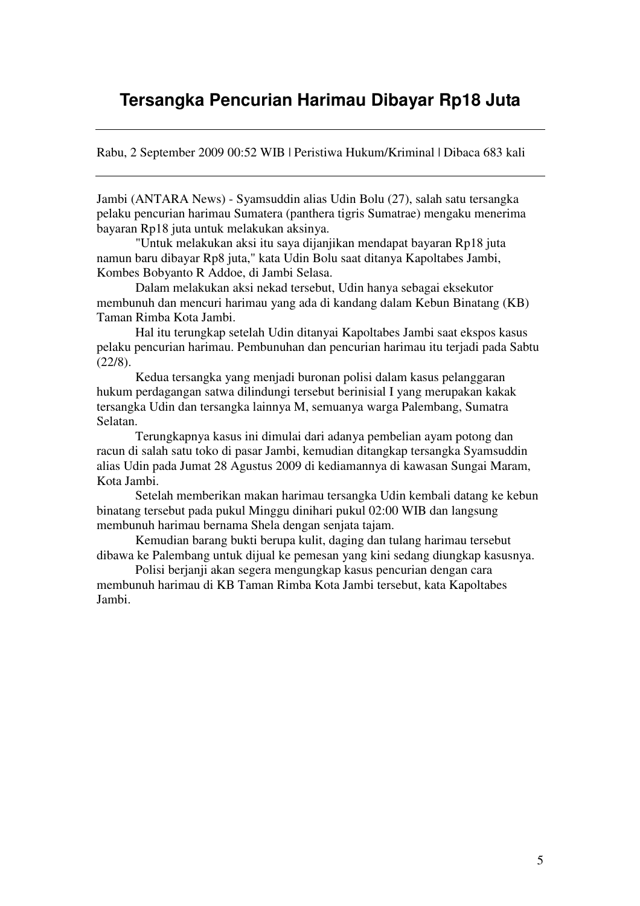# Tersangka Pencurian Harimau Dibayar Rp18 Juta

---

Rabu, 2 September 2009 00:52 WIB | Peristiwa Hukum/Kriminal | Dibaca 683 kali

---

Jambi (ANTARA News) - Syamsuddin alias Udin Bolu (27), salah satu tersangka pelaku pencurian harimau Sumatera (panthera tigris Sumatrae) mengaku menerima bayaran Rp18 juta untuk melakukan aksinya.

"Untuk melakukan aksi itu saya dijanjikan mendapat bayaran Rp18 juta namun baru dibayar Rp8 juta," kata Udin Bolu saat ditanya Kapoltabes Jambi, Kombes Bobyanto R Addoe, di Jambi Selasa.

Dalam melakukan aksi nekad tersebut, Udin hanya sebagai eksekutor membunuh dan mencuri harimau yang ada di kandang dalam Kebun Binatang (KB) Taman Rimba Kota Jambi.

Hal itu terungkap setelah Udin ditanyai Kapoltabes Jambi saat ekspos kasus pelaku pencurian harimau. Pembunuhan dan pencurian harimau itu terjadi pada Sabtu (22/8).

Kedua tersangka yang menjadi buronan polisi dalam kasus pelanggaran hukum perdagangan satwa dilindungi tersebut berinisial I yang merupakan kakak tersangka Udin dan tersangka lainnya M, semuanya warga Palembang, Sumatra Selatan.

Terungkapnya kasus ini dimulai dari adanya pembelian ayam potong dan racun di salah satu toko di pasar Jambi, kemudian ditangkap tersangka Syamsuddin alias Udin pada Jumat 28 Agustus 2009 di kediamannya di kawasan Sungai Maram, Kota Jambi.

Setelah memberikan makan harimau tersangka Udin kembali datang ke kebun binatang tersebut pada pukul Minggu dinihari pukul 02:00 WIB dan langsung membunuh harimau bernama Shela dengan senjata tajam.

Kemudian barang bukti berupa kulit, daging dan tulang harimau tersebut dibawa ke Palembang untuk dijual ke pemesan yang kini sedang diungkap kasusnya.

Polisi berjanji akan segera mengungkap kasus pencurian dengan cara membunuh harimau di KB Taman Rimba Kota Jambi tersebut, kata Kapoltabes Jambi.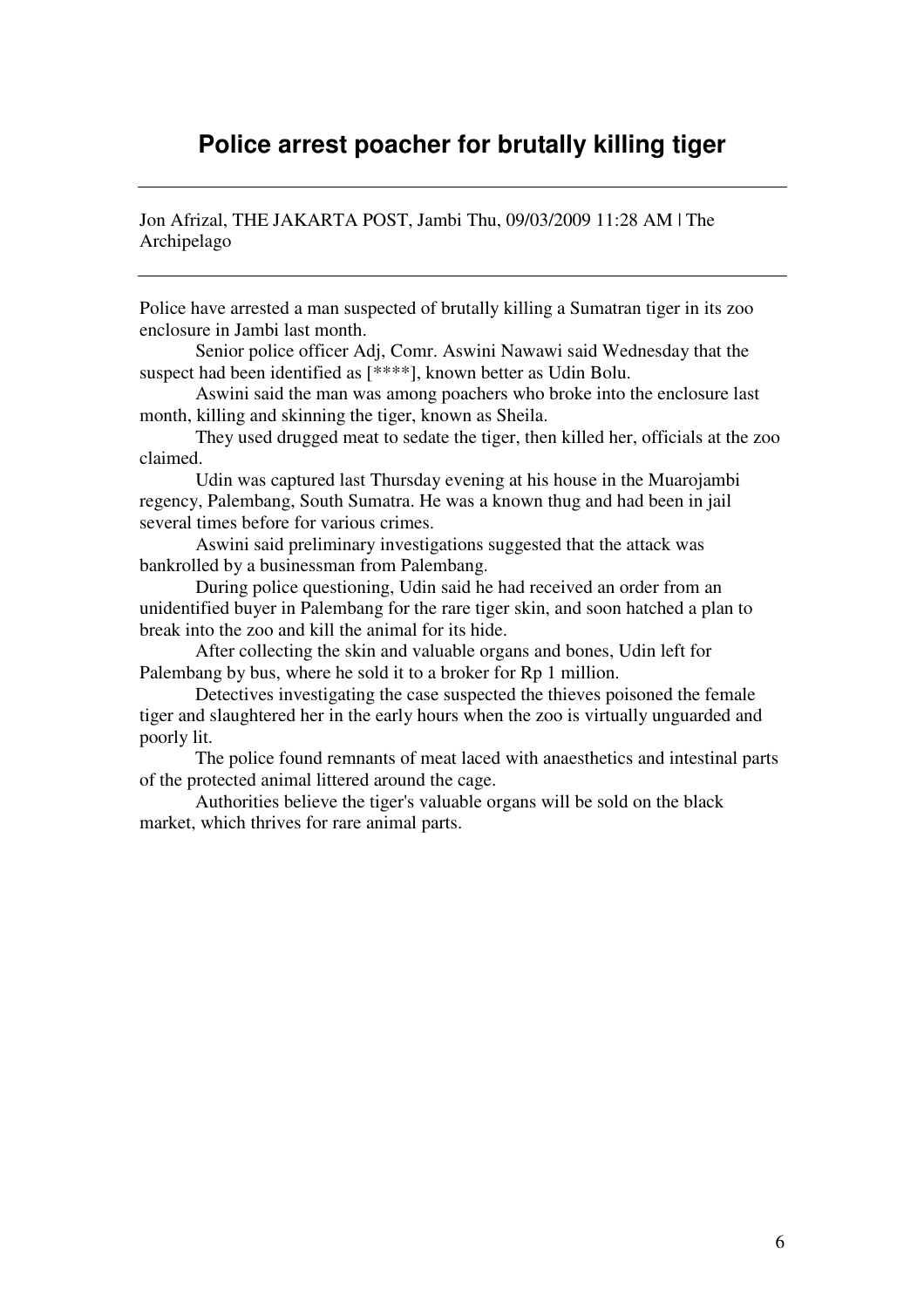# Police arrest poacher for brutally killing tiger

---

Jon Afrizal, THE JAKARTA POST, Jambi Thu, 09/03/2009 11:28 AM | The Archipelago

---

Police have arrested a man suspected of brutally killing a Sumatran tiger in its zoo enclosure in Jambi last month.

Senior police officer Adj, Comr. Aswini Nawawi said Wednesday that the suspect had been identified as [****], known better as Udin Bolu.

Aswini said the man was among poachers who broke into the enclosure last month, killing and skinning the tiger, known as Sheila.

They used drugged meat to sedate the tiger, then killed her, officials at the zoo claimed.

Udin was captured last Thursday evening at his house in the Muarojambi regency, Palembang, South Sumatra. He was a known thug and had been in jail several times before for various crimes.

Aswini said preliminary investigations suggested that the attack was bankrolled by a businessman from Palembang.

During police questioning, Udin said he had received an order from an unidentified buyer in Palembang for the rare tiger skin, and soon hatched a plan to break into the zoo and kill the animal for its hide.

After collecting the skin and valuable organs and bones, Udin left for Palembang by bus, where he sold it to a broker for Rp 1 million.

Detectives investigating the case suspected the thieves poisoned the female tiger and slaughtered her in the early hours when the zoo is virtually unguarded and poorly lit.

The police found remnants of meat laced with anaesthetics and intestinal parts of the protected animal littered around the cage.

Authorities believe the tiger's valuable organs will be sold on the black market, which thrives for rare animal parts.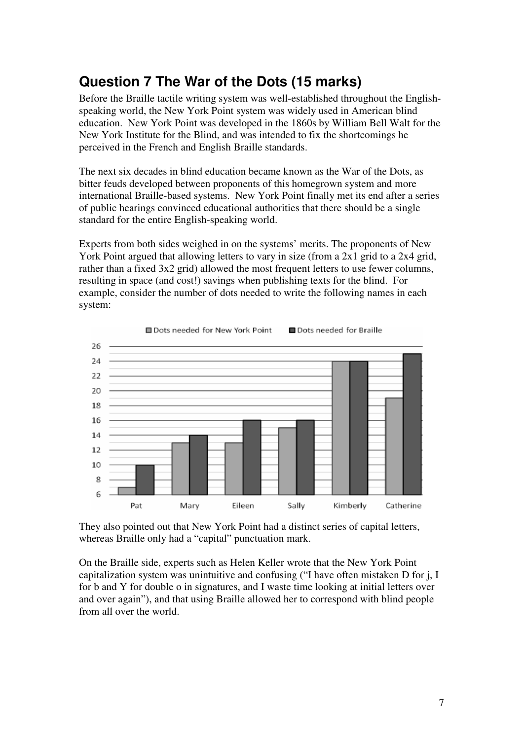## Question 7 The War of the Dots (15 marks)

Before the Braille tactile writing system was well-established throughout the English-speaking world, the New York Point system was widely used in American blind education. New York Point was developed in the 1860s by William Bell Walt for the New York Institute for the Blind, and was intended to fix the shortcomings he perceived in the French and English Braille standards.

The next six decades in blind education became known as the War of the Dots, as bitter feuds developed between proponents of this homegrown system and more international Braille-based systems. New York Point finally met its end after a series of public hearings convinced educational authorities that there should be a single standard for the entire English-speaking world.

Experts from both sides weighed in on the systems' merits. The proponents of New York Point argued that allowing letters to vary in size (from a 2x1 grid to a 2x4 grid, rather than a fixed 3x2 grid) allowed the most frequent letters to use fewer columns, resulting in space (and cost!) savings when publishing texts for the blind. For example, consider the number of dots needed to write the following names in each system:

| Name | Dots needed for New York Point | Dots needed for Braille |
| --- | --- | --- |
| Pat | 7 | 10 |
| Mary | 13 | 14 |
| Eileen | 13 | 16 |
| Sally | 15 | 16 |
| Kimberly | 24 | 24 |
| Catherine | 19 | 25 |

They also pointed out that New York Point had a distinct series of capital letters, whereas Braille only had a "capital" punctuation mark.

On the Braille side, experts such as Helen Keller wrote that the New York Point capitalization system was unintuitive and confusing ("I have often mistaken D for j, I for b and Y for double o in signatures, and I waste time looking at initial letters over and over again"), and that using Braille allowed her to correspond with blind people from all over the world.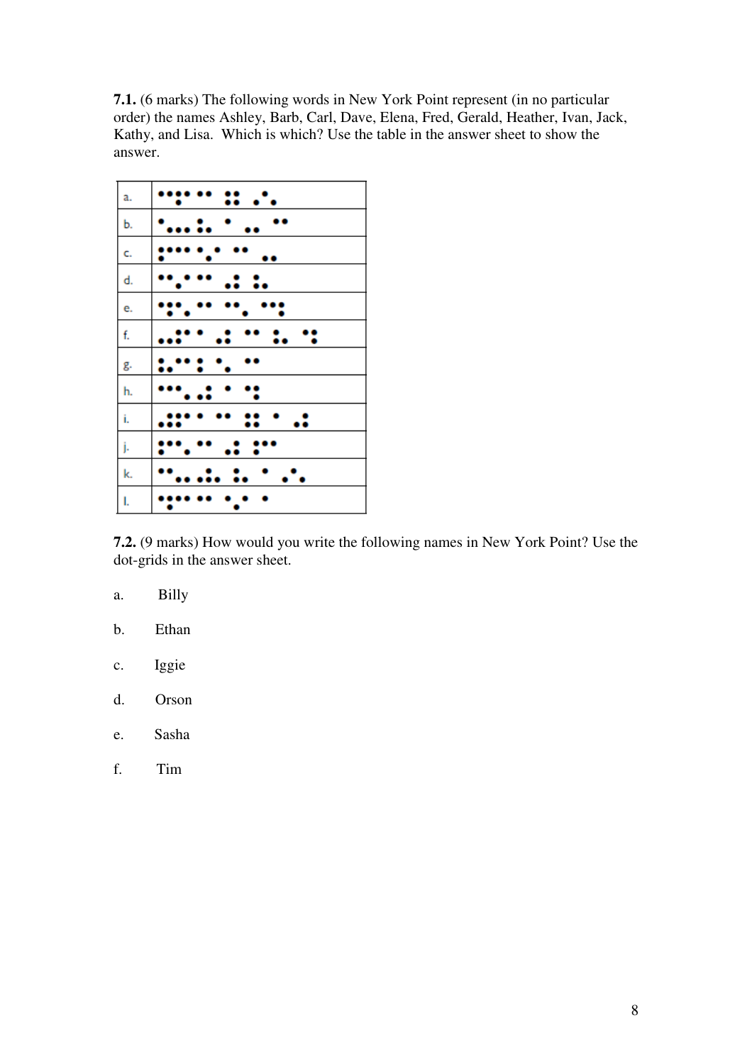**7.1.** (6 marks) The following words in New York Point represent (in no particular order) the names Ashley, Barb, Carl, Dave, Elena, Fred, Gerald, Heather, Ivan, Jack, Kathy, and Lisa. Which is which? Use the table in the answer sheet to show the answer.

| | |
|---|---|
| a. | |
| b. | |
| c. | |
| d. | |
| e. | |
| f. | |
| g. | |
| h. | |
| i. | |
| j. | |
| k. | |
| l. | |

**7.2.** (9 marks) How would you write the following names in New York Point? Use the dot-grids in the answer sheet.

a. Billy

b. Ethan

c. Iggie

d. Orson

e. Sasha

f. Tim